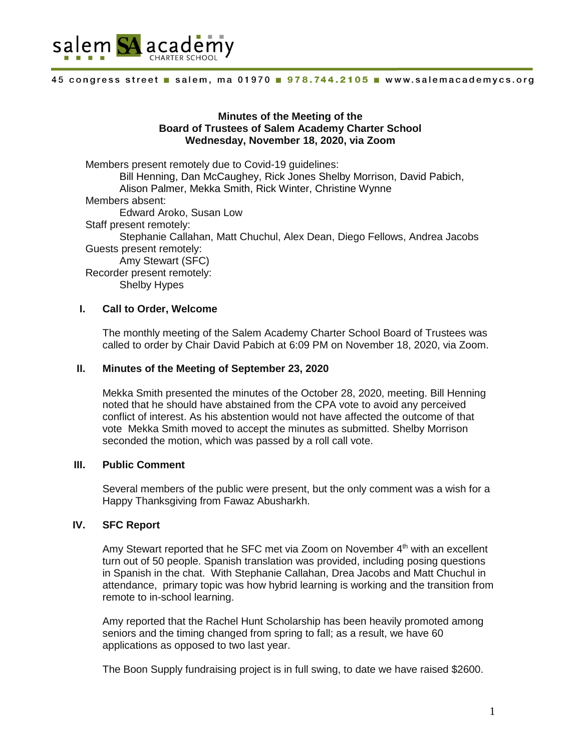salem SA academy CHARTER SCHOOL

45 congress street ■ salem, ma 01970 ■ 978.744.2105 ■ www.salemacademycs.org

**Minutes of the Meeting of the**
**Board of Trustees of Salem Academy Charter School**
**Wednesday, November 18, 2020, via Zoom**

Members present remotely due to Covid-19 guidelines:
Bill Henning, Dan McCaughey, Rick Jones Shelby Morrison, David Pabich, Alison Palmer, Mekka Smith, Rick Winter, Christine Wynne

Members absent:
Edward Aroko, Susan Low

Staff present remotely:
Stephanie Callahan, Matt Chuchul, Alex Dean, Diego Fellows, Andrea Jacobs

Guests present remotely:
Amy Stewart (SFC)

Recorder present remotely:
Shelby Hypes

## I. Call to Order, Welcome

The monthly meeting of the Salem Academy Charter School Board of Trustees was called to order by Chair David Pabich at 6:09 PM on November 18, 2020, via Zoom.

## II. Minutes of the Meeting of September 23, 2020

Mekka Smith presented the minutes of the October 28, 2020, meeting. Bill Henning noted that he should have abstained from the CPA vote to avoid any perceived conflict of interest. As his abstention would not have affected the outcome of that vote Mekka Smith moved to accept the minutes as submitted. Shelby Morrison seconded the motion, which was passed by a roll call vote.

## III. Public Comment

Several members of the public were present, but the only comment was a wish for a Happy Thanksgiving from Fawaz Abusharkh.

## IV. SFC Report

Amy Stewart reported that he SFC met via Zoom on November 4th with an excellent turn out of 50 people. Spanish translation was provided, including posing questions in Spanish in the chat. With Stephanie Callahan, Drea Jacobs and Matt Chuchul in attendance, primary topic was how hybrid learning is working and the transition from remote to in-school learning.

Amy reported that the Rachel Hunt Scholarship has been heavily promoted among seniors and the timing changed from spring to fall; as a result, we have 60 applications as opposed to two last year.

The Boon Supply fundraising project is in full swing, to date we have raised $2600.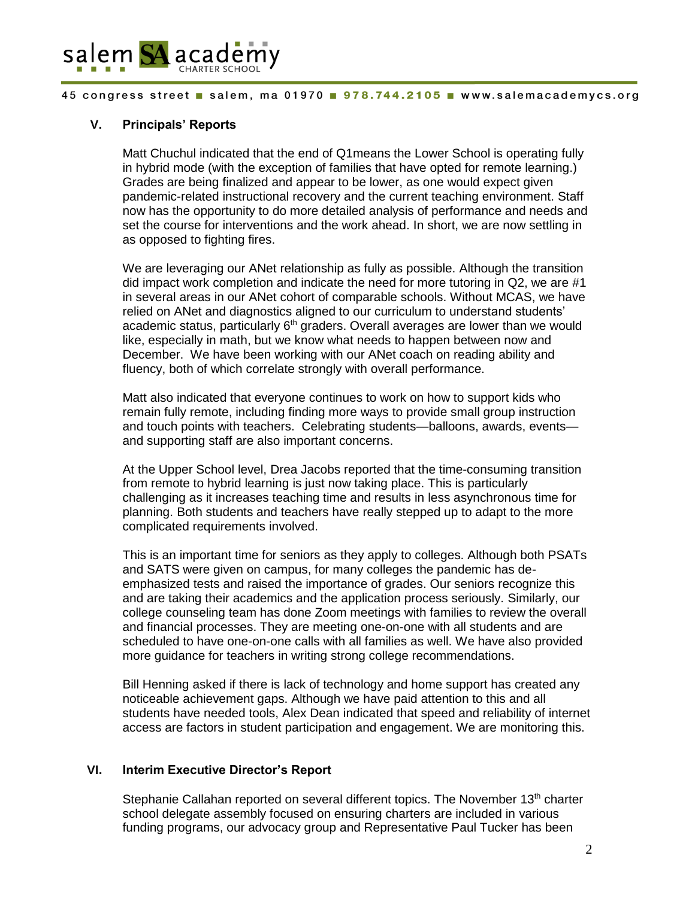## V. Principals' Reports

Matt Chuchul indicated that the end of Q1means the Lower School is operating fully in hybrid mode (with the exception of families that have opted for remote learning.) Grades are being finalized and appear to be lower, as one would expect given pandemic-related instructional recovery and the current teaching environment. Staff now has the opportunity to do more detailed analysis of performance and needs and set the course for interventions and the work ahead. In short, we are now settling in as opposed to fighting fires.

We are leveraging our ANet relationship as fully as possible. Although the transition did impact work completion and indicate the need for more tutoring in Q2, we are #1 in several areas in our ANet cohort of comparable schools. Without MCAS, we have relied on ANet and diagnostics aligned to our curriculum to understand students' academic status, particularly 6th graders. Overall averages are lower than we would like, especially in math, but we know what needs to happen between now and December. We have been working with our ANet coach on reading ability and fluency, both of which correlate strongly with overall performance.

Matt also indicated that everyone continues to work on how to support kids who remain fully remote, including finding more ways to provide small group instruction and touch points with teachers. Celebrating students—balloons, awards, events—and supporting staff are also important concerns.

At the Upper School level, Drea Jacobs reported that the time-consuming transition from remote to hybrid learning is just now taking place. This is particularly challenging as it increases teaching time and results in less asynchronous time for planning. Both students and teachers have really stepped up to adapt to the more complicated requirements involved.

This is an important time for seniors as they apply to colleges. Although both PSATs and SATS were given on campus, for many colleges the pandemic has de-emphasized tests and raised the importance of grades. Our seniors recognize this and are taking their academics and the application process seriously. Similarly, our college counseling team has done Zoom meetings with families to review the overall and financial processes. They are meeting one-on-one with all students and are scheduled to have one-on-one calls with all families as well. We have also provided more guidance for teachers in writing strong college recommendations.

Bill Henning asked if there is lack of technology and home support has created any noticeable achievement gaps. Although we have paid attention to this and all students have needed tools, Alex Dean indicated that speed and reliability of internet access are factors in student participation and engagement. We are monitoring this.

## VI. Interim Executive Director's Report

Stephanie Callahan reported on several different topics. The November 13th charter school delegate assembly focused on ensuring charters are included in various funding programs, our advocacy group and Representative Paul Tucker has been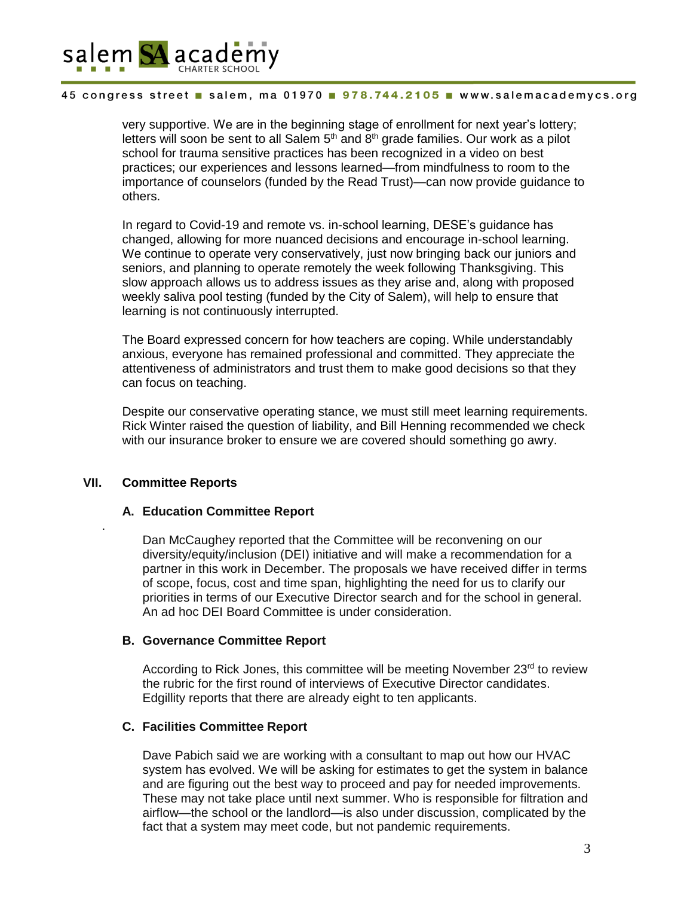very supportive. We are in the beginning stage of enrollment for next year's lottery; letters will soon be sent to all Salem 5th and 8th grade families. Our work as a pilot school for trauma sensitive practices has been recognized in a video on best practices; our experiences and lessons learned—from mindfulness to room to the importance of counselors (funded by the Read Trust)—can now provide guidance to others.

In regard to Covid-19 and remote vs. in-school learning, DESE's guidance has changed, allowing for more nuanced decisions and encourage in-school learning. We continue to operate very conservatively, just now bringing back our juniors and seniors, and planning to operate remotely the week following Thanksgiving. This slow approach allows us to address issues as they arise and, along with proposed weekly saliva pool testing (funded by the City of Salem), will help to ensure that learning is not continuously interrupted.

The Board expressed concern for how teachers are coping. While understandably anxious, everyone has remained professional and committed. They appreciate the attentiveness of administrators and trust them to make good decisions so that they can focus on teaching.

Despite our conservative operating stance, we must still meet learning requirements. Rick Winter raised the question of liability, and Bill Henning recommended we check with our insurance broker to ensure we are covered should something go awry.

## VII. Committee Reports

### A. Education Committee Report

Dan McCaughey reported that the Committee will be reconvening on our diversity/equity/inclusion (DEI) initiative and will make a recommendation for a partner in this work in December. The proposals we have received differ in terms of scope, focus, cost and time span, highlighting the need for us to clarify our priorities in terms of our Executive Director search and for the school in general. An ad hoc DEI Board Committee is under consideration.

### B. Governance Committee Report

According to Rick Jones, this committee will be meeting November 23rd to review the rubric for the first round of interviews of Executive Director candidates. Edgillity reports that there are already eight to ten applicants.

### C. Facilities Committee Report

Dave Pabich said we are working with a consultant to map out how our HVAC system has evolved. We will be asking for estimates to get the system in balance and are figuring out the best way to proceed and pay for needed improvements. These may not take place until next summer. Who is responsible for filtration and airflow—the school or the landlord—is also under discussion, complicated by the fact that a system may meet code, but not pandemic requirements.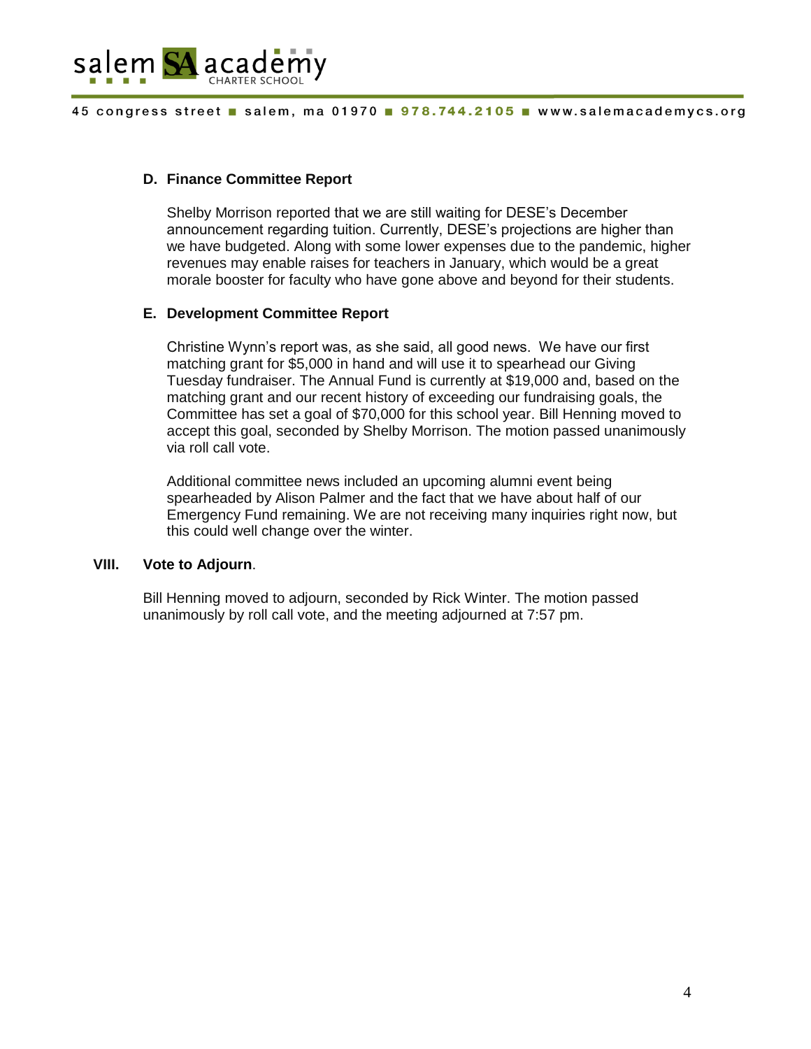### D. Finance Committee Report

Shelby Morrison reported that we are still waiting for DESE's December announcement regarding tuition. Currently, DESE's projections are higher than we have budgeted. Along with some lower expenses due to the pandemic, higher revenues may enable raises for teachers in January, which would be a great morale booster for faculty who have gone above and beyond for their students.

### E. Development Committee Report

Christine Wynn's report was, as she said, all good news. We have our first matching grant for $5,000 in hand and will use it to spearhead our Giving Tuesday fundraiser. The Annual Fund is currently at $19,000 and, based on the matching grant and our recent history of exceeding our fundraising goals, the Committee has set a goal of $70,000 for this school year. Bill Henning moved to accept this goal, seconded by Shelby Morrison. The motion passed unanimously via roll call vote.

Additional committee news included an upcoming alumni event being spearheaded by Alison Palmer and the fact that we have about half of our Emergency Fund remaining. We are not receiving many inquiries right now, but this could well change over the winter.

## VIII. Vote to Adjourn.

Bill Henning moved to adjourn, seconded by Rick Winter. The motion passed unanimously by roll call vote, and the meeting adjourned at 7:57 pm.